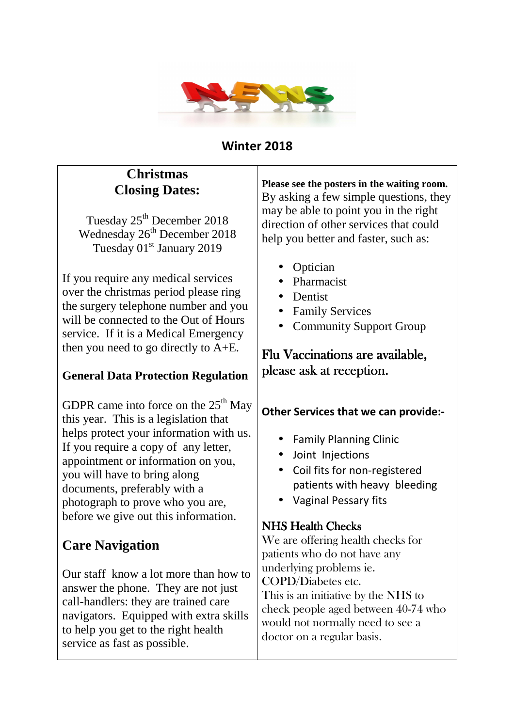# NEWS

## Winter 2018

### Christmas Closing Dates:

Tuesday 25th December 2018
Wednesday 26th December 2018
Tuesday 01st January 2019

If you require any medical services over the christmas period please ring the surgery telephone number and you will be connected to the Out of Hours service. If it is a Medical Emergency then you need to go directly to A+E.

**General Data Protection Regulation**

GDPR came into force on the 25th May this year. This is a legislation that helps protect your information with us. If you require a copy of any letter, appointment or information on you, you will have to bring along documents, preferably with a photograph to prove who you are, before we give out this information.

### Care Navigation

Our staff know a lot more than how to answer the phone. They are not just call-handlers: they are trained care navigators. Equipped with extra skills to help you get to the right health service as fast as possible.

**Please see the posters in the waiting room.** By asking a few simple questions, they may be able to point you in the right direction of other services that could help you better and faster, such as:

- Optician
- Pharmacist
- Dentist
- Family Services
- Community Support Group

**Flu Vaccinations are available, please ask at reception.**

**Other Services that we can provide:-**

- Family Planning Clinic
- Joint Injections
- Coil fits for non-registered patients with heavy bleeding
- Vaginal Pessary fits

**NHS Health Checks**

We are offering health checks for patients who do not have any underlying problems ie. COPD/Diabetes etc.
This is an initiative by the NHS to check people aged between 40-74 who would not normally need to see a doctor on a regular basis.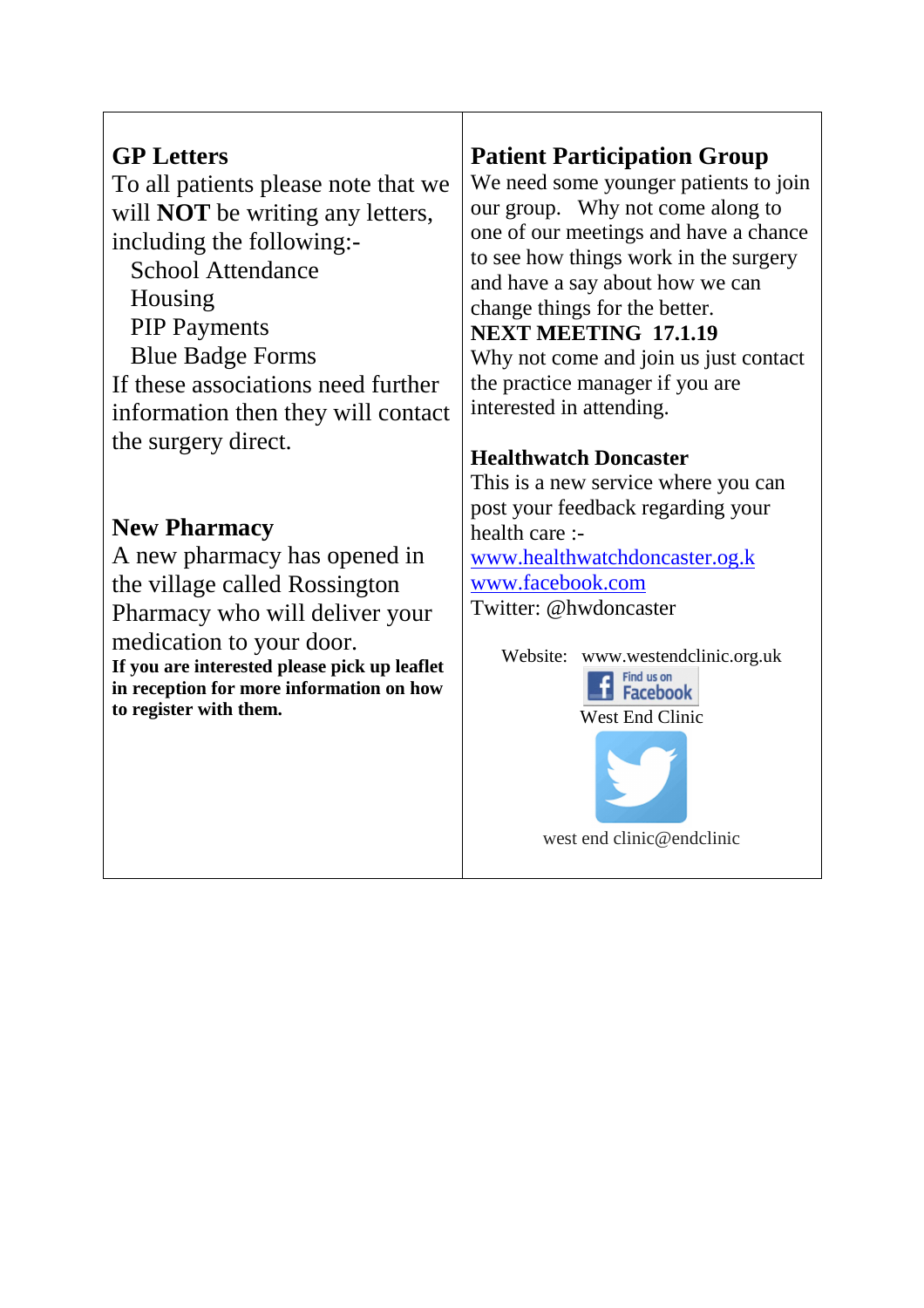## GP Letters

To all patients please note that we will **NOT** be writing any letters, including the following:-

- School Attendance
- Housing
- PIP Payments
- Blue Badge Forms

If these associations need further information then they will contact the surgery direct.

## New Pharmacy

A new pharmacy has opened in the village called Rossington Pharmacy who will deliver your medication to your door.

**If you are interested please pick up leaflet in reception for more information on how to register with them.**

## Patient Participation Group

We need some younger patients to join our group. Why not come along to one of our meetings and have a chance to see how things work in the surgery and have a say about how we can change things for the better.

**NEXT MEETING 17.1.19**

Why not come and join us just contact the practice manager if you are interested in attending.

## Healthwatch Doncaster

This is a new service where you can post your feedback regarding your health care :-

www.healthwatchdoncaster.og.k

www.facebook.com

Twitter: @hwdoncaster

Website: www.westendclinic.org.uk

Find us on Facebook

West End Clinic

west end clinic@endclinic